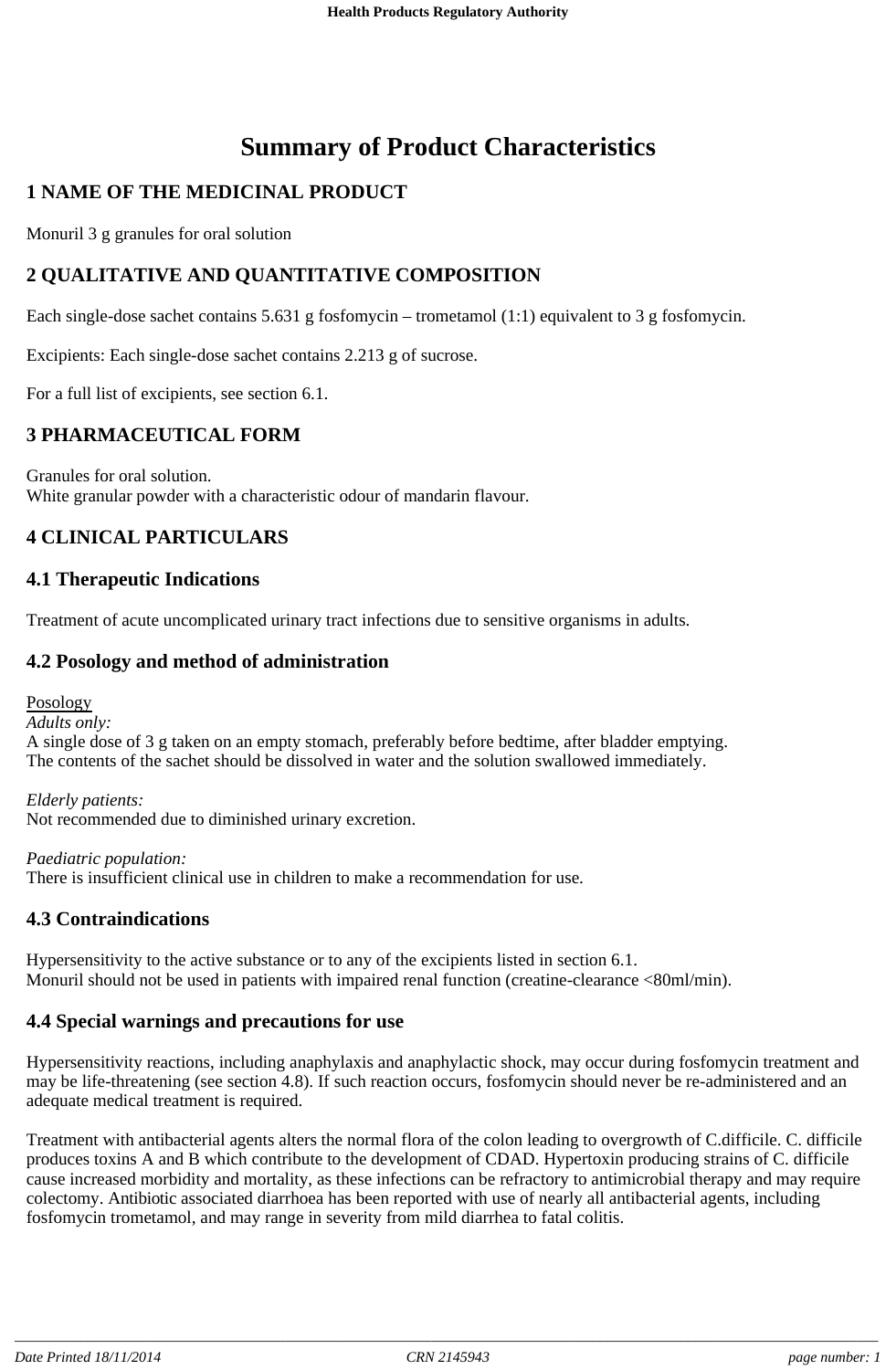# Summary of Product Characteristics

## 1 NAME OF THE MEDICINAL PRODUCT

Monuril 3 g granules for oral solution

## 2 QUALITATIVE AND QUANTITATIVE COMPOSITION

Each single-dose sachet contains 5.631 g fosfomycin – trometamol (1:1) equivalent to 3 g fosfomycin.

Excipients: Each single-dose sachet contains 2.213 g of sucrose.

For a full list of excipients, see section 6.1.

## 3 PHARMACEUTICAL FORM

Granules for oral solution.
White granular powder with a characteristic odour of mandarin flavour.

## 4 CLINICAL PARTICULARS

### 4.1 Therapeutic Indications

Treatment of acute uncomplicated urinary tract infections due to sensitive organisms in adults.

### 4.2 Posology and method of administration

Posology
*Adults only:*
A single dose of 3 g taken on an empty stomach, preferably before bedtime, after bladder emptying.
The contents of the sachet should be dissolved in water and the solution swallowed immediately.

*Elderly patients:*
Not recommended due to diminished urinary excretion.

*Paediatric population:*
There is insufficient clinical use in children to make a recommendation for use.

### 4.3 Contraindications

Hypersensitivity to the active substance or to any of the excipients listed in section 6.1.
Monuril should not be used in patients with impaired renal function (creatine-clearance <80ml/min).

### 4.4 Special warnings and precautions for use

Hypersensitivity reactions, including anaphylaxis and anaphylactic shock, may occur during fosfomycin treatment and may be life-threatening (see section 4.8). If such reaction occurs, fosfomycin should never be re-administered and an adequate medical treatment is required.

Treatment with antibacterial agents alters the normal flora of the colon leading to overgrowth of C.difficile. C. difficile produces toxins A and B which contribute to the development of CDAD. Hypertoxin producing strains of C. difficile cause increased morbidity and mortality, as these infections can be refractory to antimicrobial therapy and may require colectomy. Antibiotic associated diarrhoea has been reported with use of nearly all antibacterial agents, including fosfomycin trometamol, and may range in severity from mild diarrhea to fatal colitis.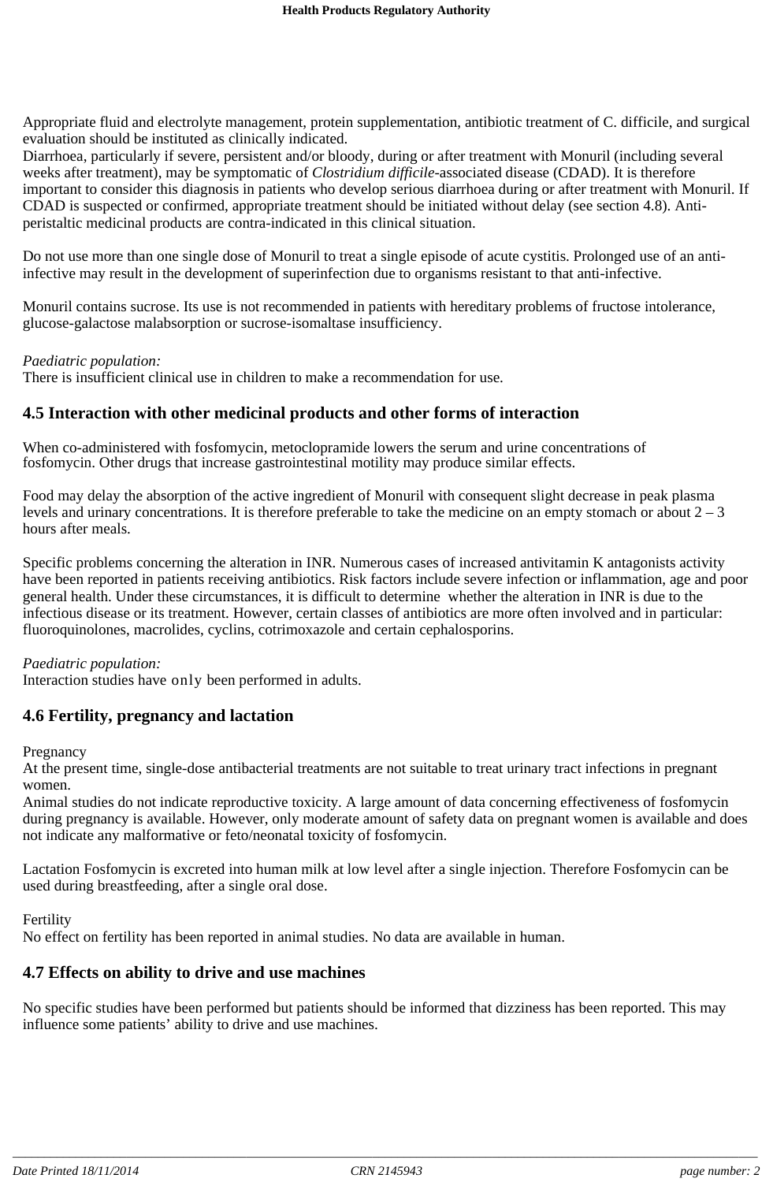Appropriate fluid and electrolyte management, protein supplementation, antibiotic treatment of C. difficile, and surgical evaluation should be instituted as clinically indicated.
Diarrhoea, particularly if severe, persistent and/or bloody, during or after treatment with Monuril (including several weeks after treatment), may be symptomatic of *Clostridium difficile*-associated disease (CDAD). It is therefore important to consider this diagnosis in patients who develop serious diarrhoea during or after treatment with Monuril. If CDAD is suspected or confirmed, appropriate treatment should be initiated without delay (see section 4.8). Anti-peristaltic medicinal products are contra-indicated in this clinical situation.

Do not use more than one single dose of Monuril to treat a single episode of acute cystitis. Prolonged use of an anti-infective may result in the development of superinfection due to organisms resistant to that anti-infective.

Monuril contains sucrose. Its use is not recommended in patients with hereditary problems of fructose intolerance, glucose-galactose malabsorption or sucrose-isomaltase insufficiency.

*Paediatric population:*
There is insufficient clinical use in children to make a recommendation for use.

## 4.5 Interaction with other medicinal products and other forms of interaction

When co-administered with fosfomycin, metoclopramide lowers the serum and urine concentrations of fosfomycin. Other drugs that increase gastrointestinal motility may produce similar effects.

Food may delay the absorption of the active ingredient of Monuril with consequent slight decrease in peak plasma levels and urinary concentrations. It is therefore preferable to take the medicine on an empty stomach or about 2 – 3 hours after meals.

Specific problems concerning the alteration in INR. Numerous cases of increased antivitamin K antagonists activity have been reported in patients receiving antibiotics. Risk factors include severe infection or inflammation, age and poor general health. Under these circumstances, it is difficult to determine whether the alteration in INR is due to the infectious disease or its treatment. However, certain classes of antibiotics are more often involved and in particular: fluoroquinolones, macrolides, cyclins, cotrimoxazole and certain cephalosporins.

*Paediatric population:*
Interaction studies have only been performed in adults.

## 4.6 Fertility, pregnancy and lactation

Pregnancy
At the present time, single-dose antibacterial treatments are not suitable to treat urinary tract infections in pregnant women.
Animal studies do not indicate reproductive toxicity. A large amount of data concerning effectiveness of fosfomycin during pregnancy is available. However, only moderate amount of safety data on pregnant women is available and does not indicate any malformative or feto/neonatal toxicity of fosfomycin.

Lactation Fosfomycin is excreted into human milk at low level after a single injection. Therefore Fosfomycin can be used during breastfeeding, after a single oral dose.

Fertility
No effect on fertility has been reported in animal studies. No data are available in human.

## 4.7 Effects on ability to drive and use machines

No specific studies have been performed but patients should be informed that dizziness has been reported. This may influence some patients' ability to drive and use machines.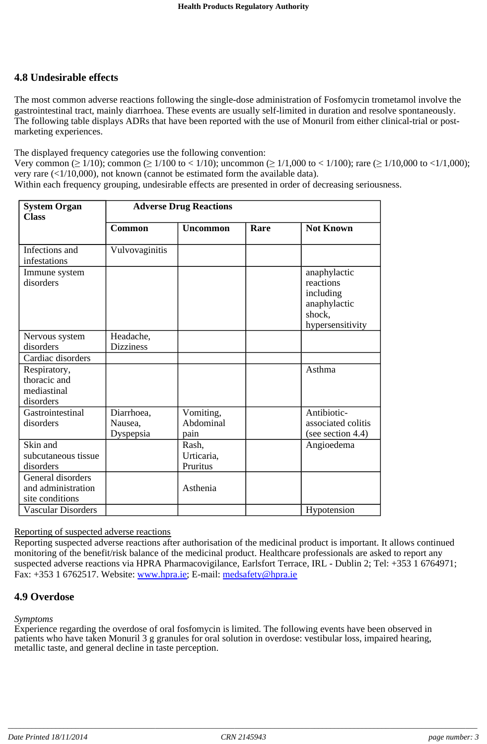## 4.8 Undesirable effects

The most common adverse reactions following the single-dose administration of Fosfomycin trometamol involve the gastrointestinal tract, mainly diarrhoea. These events are usually self-limited in duration and resolve spontaneously. The following table displays ADRs that have been reported with the use of Monuril from either clinical-trial or post-marketing experiences.

The displayed frequency categories use the following convention:
Very common (≥ 1/10); common (≥ 1/100 to < 1/10); uncommon (≥ 1/1,000 to < 1/100); rare (≥ 1/10,000 to <1/1,000); very rare (<1/10,000), not known (cannot be estimated form the available data).
Within each frequency grouping, undesirable effects are presented in order of decreasing seriousness.

| System Organ Class | Adverse Drug Reactions | | | |
|---|---|---|---|---|
| | **Common** | **Uncommon** | **Rare** | **Not Known** |
| Infections and infestations | Vulvovaginitis | | | |
| Immune system disorders | | | | anaphylactic reactions including anaphylactic shock, hypersensitivity |
| Nervous system disorders | Headache, Dizziness | | | |
| Cardiac disorders | | | | |
| Respiratory, thoracic and mediastinal disorders | | | | Asthma |
| Gastrointestinal disorders | Diarrhoea, Nausea, Dyspepsia | Vomiting, Abdominal pain | | Antibiotic-associated colitis (see section 4.4) |
| Skin and subcutaneous tissue disorders | | Rash, Urticaria, Pruritus | | Angioedema |
| General disorders and administration site conditions | | Asthenia | | |
| Vascular Disorders | | | | Hypotension |

Reporting of suspected adverse reactions
Reporting suspected adverse reactions after authorisation of the medicinal product is important. It allows continued monitoring of the benefit/risk balance of the medicinal product. Healthcare professionals are asked to report any suspected adverse reactions via HPRA Pharmacovigilance, Earlsfort Terrace, IRL - Dublin 2; Tel: +353 1 6764971; Fax: +353 1 6762517. Website: www.hpra.ie; E-mail: medsafety@hpra.ie

## 4.9 Overdose

*Symptoms*
Experience regarding the overdose of oral fosfomycin is limited. The following events have been observed in patients who have taken Monuril 3 g granules for oral solution in overdose: vestibular loss, impaired hearing, metallic taste, and general decline in taste perception.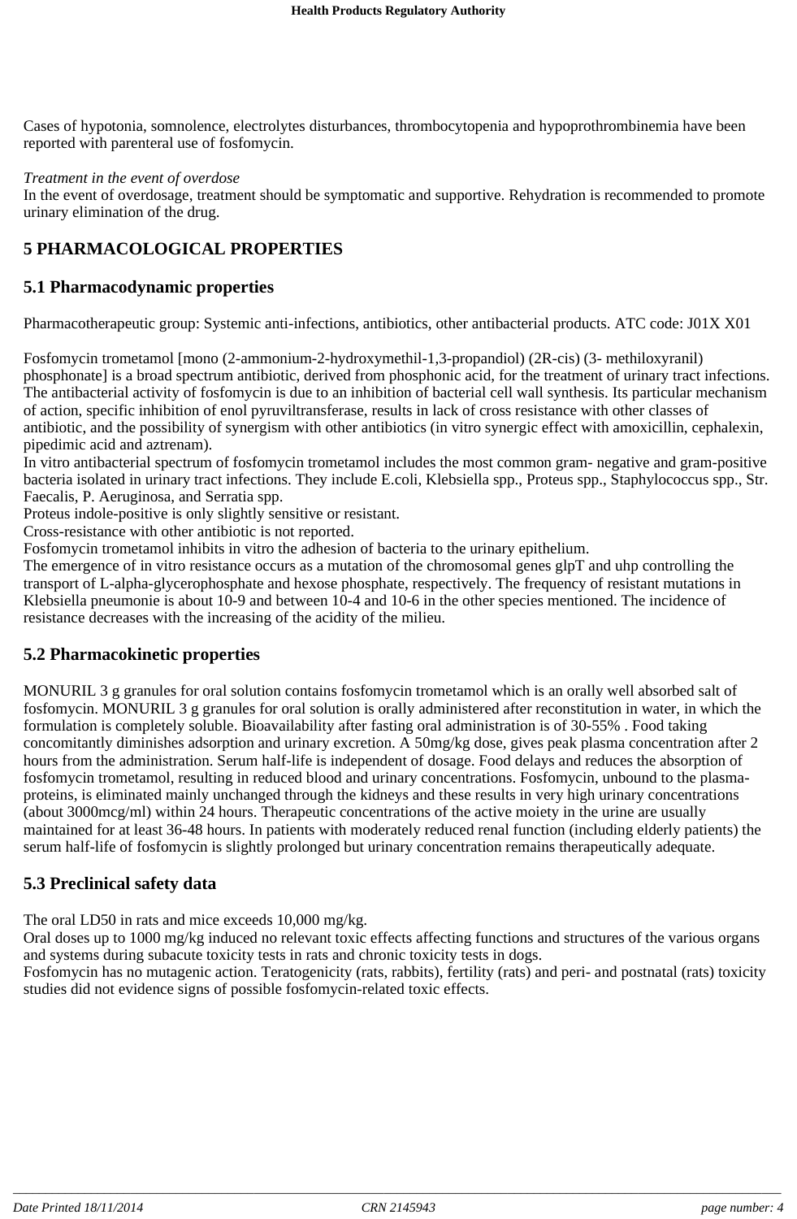Cases of hypotonia, somnolence, electrolytes disturbances, thrombocytopenia and hypoprothrombinemia have been reported with parenteral use of fosfomycin.

*Treatment in the event of overdose*
In the event of overdosage, treatment should be symptomatic and supportive. Rehydration is recommended to promote urinary elimination of the drug.

# 5 PHARMACOLOGICAL PROPERTIES

## 5.1 Pharmacodynamic properties

Pharmacotherapeutic group: Systemic anti-infections, antibiotics, other antibacterial products. ATC code: J01X X01

Fosfomycin trometamol [mono (2-ammonium-2-hydroxymethil-1,3-propandiol) (2R-cis) (3- methiloxyranil) phosphonate] is a broad spectrum antibiotic, derived from phosphonic acid, for the treatment of urinary tract infections. The antibacterial activity of fosfomycin is due to an inhibition of bacterial cell wall synthesis. Its particular mechanism of action, specific inhibition of enol pyruviltransferase, results in lack of cross resistance with other classes of antibiotic, and the possibility of synergism with other antibiotics (in vitro synergic effect with amoxicillin, cephalexin, pipedimic acid and aztrenam).
In vitro antibacterial spectrum of fosfomycin trometamol includes the most common gram- negative and gram-positive bacteria isolated in urinary tract infections. They include E.coli, Klebsiella spp., Proteus spp., Staphylococcus spp., Str. Faecalis, P. Aeruginosa, and Serratia spp.
Proteus indole-positive is only slightly sensitive or resistant.
Cross-resistance with other antibiotic is not reported.
Fosfomycin trometamol inhibits in vitro the adhesion of bacteria to the urinary epithelium.
The emergence of in vitro resistance occurs as a mutation of the chromosomal genes glpT and uhp controlling the transport of L-alpha-glycerophosphate and hexose phosphate, respectively. The frequency of resistant mutations in Klebsiella pneumonie is about 10-9 and between 10-4 and 10-6 in the other species mentioned. The incidence of resistance decreases with the increasing of the acidity of the milieu.

## 5.2 Pharmacokinetic properties

MONURIL 3 g granules for oral solution contains fosfomycin trometamol which is an orally well absorbed salt of fosfomycin. MONURIL 3 g granules for oral solution is orally administered after reconstitution in water, in which the formulation is completely soluble. Bioavailability after fasting oral administration is of 30-55% . Food taking concomitantly diminishes adsorption and urinary excretion. A 50mg/kg dose, gives peak plasma concentration after 2 hours from the administration. Serum half-life is independent of dosage. Food delays and reduces the absorption of fosfomycin trometamol, resulting in reduced blood and urinary concentrations. Fosfomycin, unbound to the plasma-proteins, is eliminated mainly unchanged through the kidneys and these results in very high urinary concentrations (about 3000mcg/ml) within 24 hours. Therapeutic concentrations of the active moiety in the urine are usually maintained for at least 36-48 hours. In patients with moderately reduced renal function (including elderly patients) the serum half-life of fosfomycin is slightly prolonged but urinary concentration remains therapeutically adequate.

## 5.3 Preclinical safety data

The oral LD50 in rats and mice exceeds 10,000 mg/kg.
Oral doses up to 1000 mg/kg induced no relevant toxic effects affecting functions and structures of the various organs and systems during subacute toxicity tests in rats and chronic toxicity tests in dogs.
Fosfomycin has no mutagenic action. Teratogenicity (rats, rabbits), fertility (rats) and peri- and postnatal (rats) toxicity studies did not evidence signs of possible fosfomycin-related toxic effects.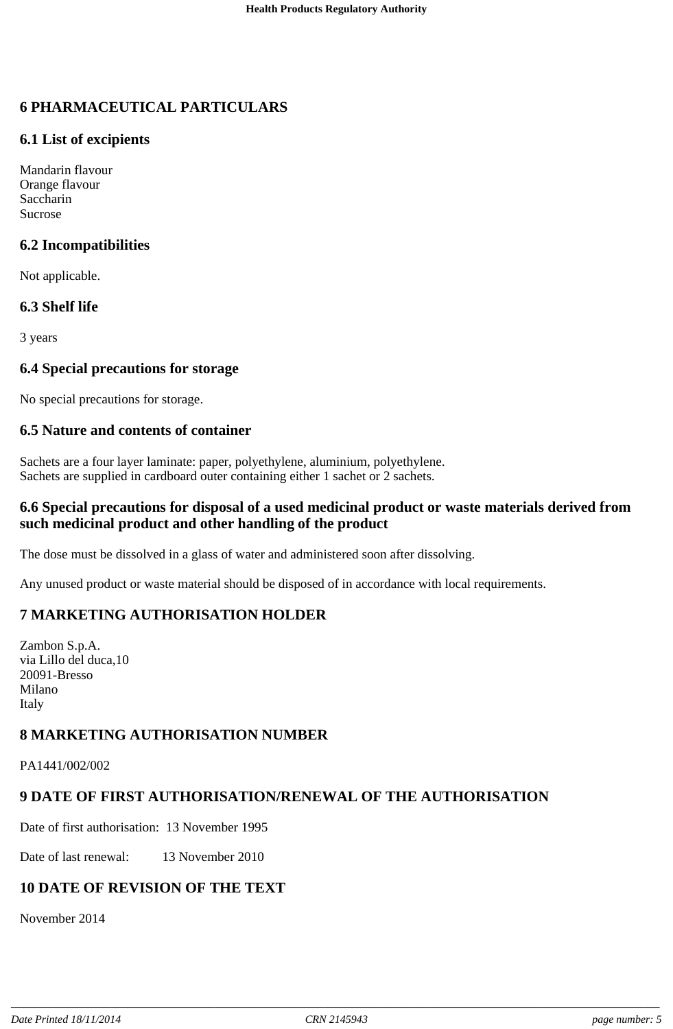# 6 PHARMACEUTICAL PARTICULARS

## 6.1 List of excipients

Mandarin flavour
Orange flavour
Saccharin
Sucrose

## 6.2 Incompatibilities

Not applicable.

## 6.3 Shelf life

3 years

## 6.4 Special precautions for storage

No special precautions for storage.

## 6.5 Nature and contents of container

Sachets are a four layer laminate: paper, polyethylene, aluminium, polyethylene.
Sachets are supplied in cardboard outer containing either 1 sachet or 2 sachets.

## 6.6 Special precautions for disposal of a used medicinal product or waste materials derived from such medicinal product and other handling of the product

The dose must be dissolved in a glass of water and administered soon after dissolving.

Any unused product or waste material should be disposed of in accordance with local requirements.

# 7 MARKETING AUTHORISATION HOLDER

Zambon S.p.A.
via Lillo del duca,10
20091-Bresso
Milano
Italy

# 8 MARKETING AUTHORISATION NUMBER

PA1441/002/002

# 9 DATE OF FIRST AUTHORISATION/RENEWAL OF THE AUTHORISATION

Date of first authorisation: 13 November 1995

Date of last renewal: 13 November 2010

# 10 DATE OF REVISION OF THE TEXT

November 2014